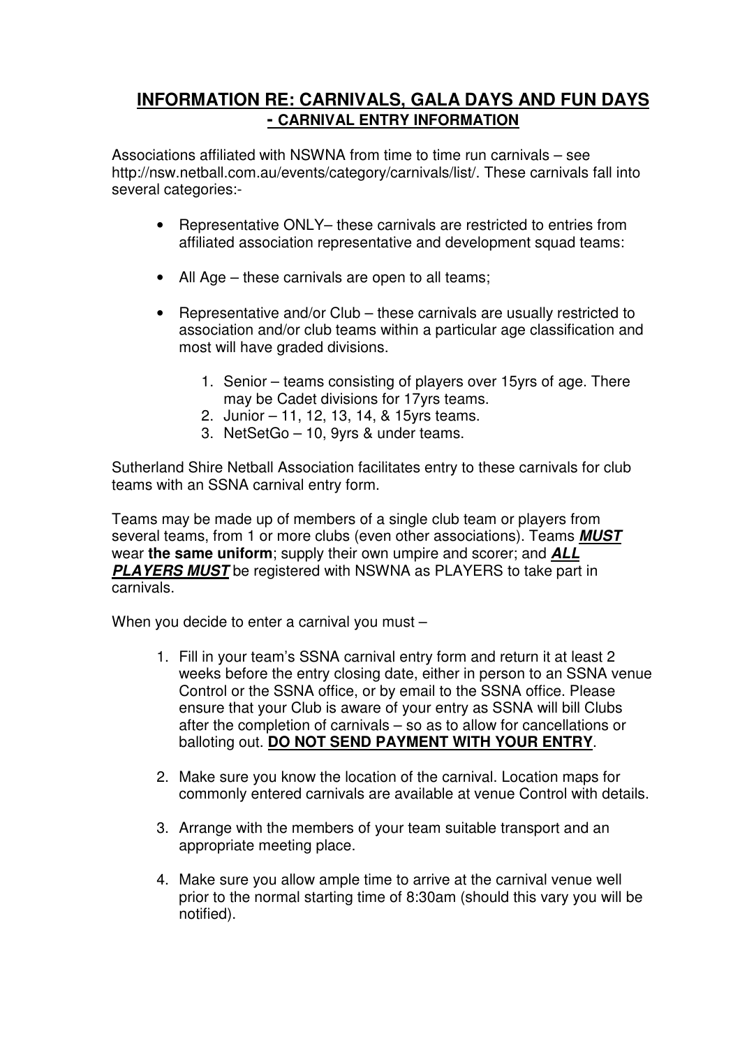# **INFORMATION RE: CARNIVALS, GALA DAYS AND FUN DAYS**
## **- CARNIVAL ENTRY INFORMATION**

Associations affiliated with NSWNA from time to time run carnivals – see http://nsw.netball.com.au/events/category/carnivals/list/. These carnivals fall into several categories:-

- Representative ONLY– these carnivals are restricted to entries from affiliated association representative and development squad teams:
- All Age – these carnivals are open to all teams;
- Representative and/or Club – these carnivals are usually restricted to association and/or club teams within a particular age classification and most will have graded divisions.
    1. Senior – teams consisting of players over 15yrs of age. There may be Cadet divisions for 17yrs teams.
    2. Junior – 11, 12, 13, 14, & 15yrs teams.
    3. NetSetGo – 10, 9yrs & under teams.

Sutherland Shire Netball Association facilitates entry to these carnivals for club teams with an SSNA carnival entry form.

Teams may be made up of members of a single club team or players from several teams, from 1 or more clubs (even other associations). Teams ***MUST*** wear **the same uniform**; supply their own umpire and scorer; and ***ALL PLAYERS MUST*** be registered with NSWNA as PLAYERS to take part in carnivals.

When you decide to enter a carnival you must –

1. Fill in your team's SSNA carnival entry form and return it at least 2 weeks before the entry closing date, either in person to an SSNA venue Control or the SSNA office, or by email to the SSNA office. Please ensure that your Club is aware of your entry as SSNA will bill Clubs after the completion of carnivals – so as to allow for cancellations or balloting out. **DO NOT SEND PAYMENT WITH YOUR ENTRY**.
2. Make sure you know the location of the carnival. Location maps for commonly entered carnivals are available at venue Control with details.
3. Arrange with the members of your team suitable transport and an appropriate meeting place.
4. Make sure you allow ample time to arrive at the carnival venue well prior to the normal starting time of 8:30am (should this vary you will be notified).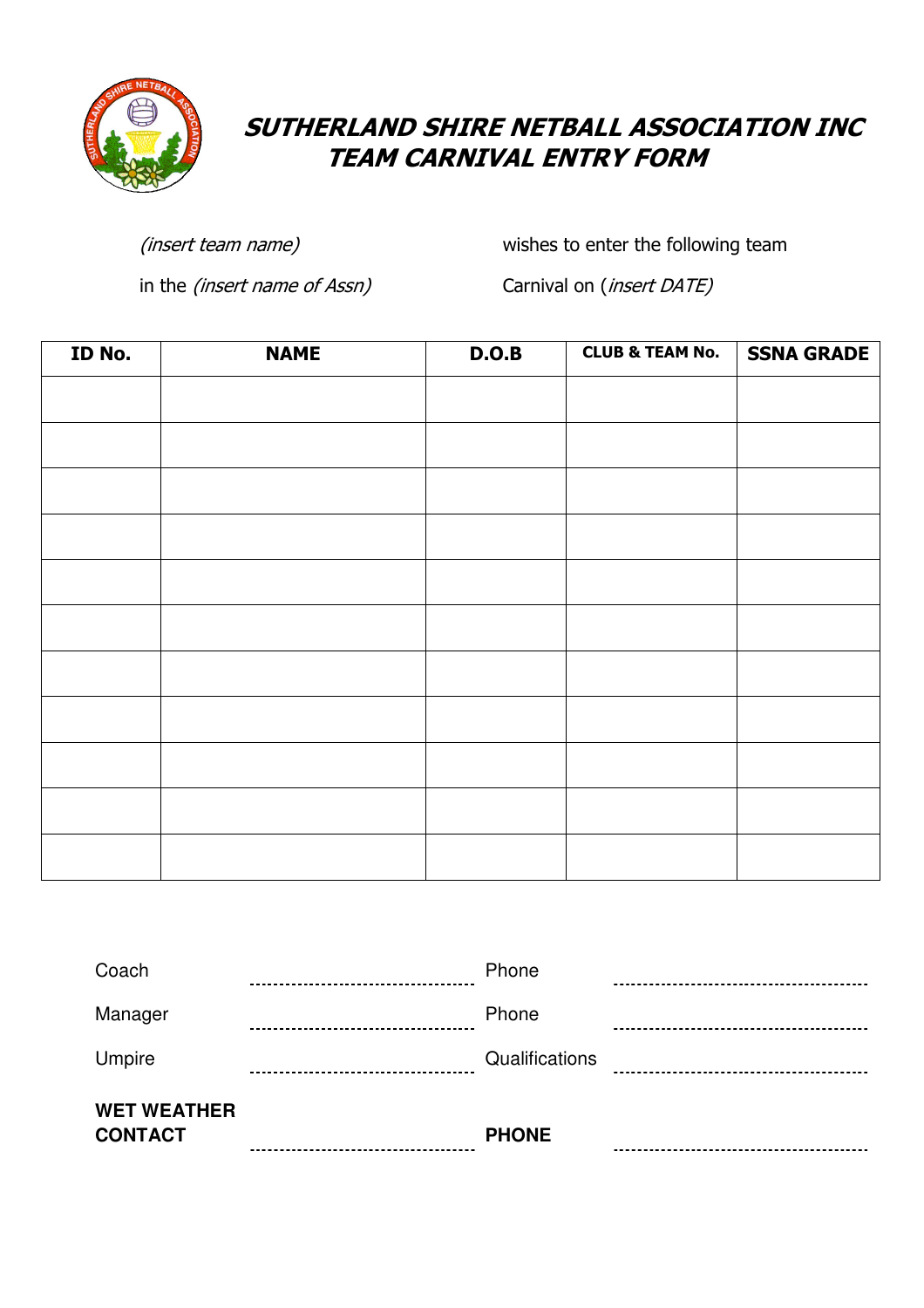# SUTHERLAND SHIRE NETBALL ASSOCIATION INC
## TEAM CARNIVAL ENTRY FORM

*(insert team name)* wishes to enter the following team

in the *(insert name of Assn)* Carnival on (*insert DATE)*

| ID No. | NAME | D.O.B | CLUB & TEAM No. | SSNA GRADE |
|---|---|---|---|---|
| | | | | |
| | | | | |
| | | | | |
| | | | | |
| | | | | |
| | | | | |
| | | | | |
| | | | | |
| | | | | |
| | | | | |
| | | | | |

Coach ------------------------------------ Phone ------------------------------------

Manager ------------------------------------ Phone ------------------------------------

Umpire ------------------------------------ Qualifications ------------------------------------

**WET WEATHER CONTACT** ------------------------------------ **PHONE** ------------------------------------